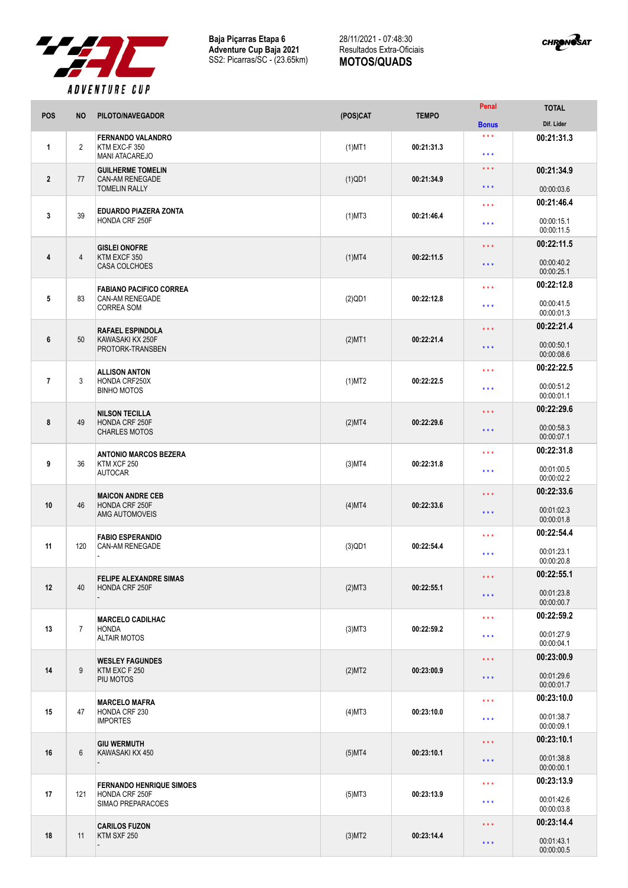**Baja Piçarras Etapa 6**
**Adventure Cup Baja 2021**
SS2: Picarras/SC - (23.65km)

28/11/2021 - 07:48:30
Resultados Extra-Oficiais
**MOTOS/QUADS**

| POS | NO | PILOTO/NAVEGADOR | (POS)CAT | TEMPO | Penal / Bonus | TOTAL / Dif. Lider |
|---|---|---|---|---|---|---|
| 1 | 2 | **FERNANDO VALANDRO** KTM EXC-F 350 MANI ATACAREJO | (1)MT1 | **00:21:31.3** | *** *** | **00:21:31.3** |
| 2 | 77 | **GUILHERME TOMELIN** CAN-AM RENEGADE TOMELIN RALLY | (1)QD1 | **00:21:34.9** | *** *** | **00:21:34.9** 00:00:03.6 |
| 3 | 39 | **EDUARDO PIAZERA ZONTA** HONDA CRF 250F | (1)MT3 | **00:21:46.4** | *** *** | **00:21:46.4** 00:00:15.1 00:00:11.5 |
| 4 | 4 | **GISLEI ONOFRE** KTM EXCF 350 CASA COLCHOES | (1)MT4 | **00:22:11.5** | *** *** | **00:22:11.5** 00:00:40.2 00:00:25.1 |
| 5 | 83 | **FABIANO PACIFICO CORREA** CAN-AM RENEGADE CORREA SOM | (2)QD1 | **00:22:12.8** | *** *** | **00:22:12.8** 00:00:41.5 00:00:01.3 |
| 6 | 50 | **RAFAEL ESPINDOLA** KAWASAKI KX 250F PROTORK-TRANSBEN | (2)MT1 | **00:22:21.4** | *** *** | **00:22:21.4** 00:00:50.1 00:00:08.6 |
| 7 | 3 | **ALLISON ANTON** HONDA CRF250X BINHO MOTOS | (1)MT2 | **00:22:22.5** | *** *** | **00:22:22.5** 00:00:51.2 00:00:01.1 |
| 8 | 49 | **NILSON TECILLA** HONDA CRF 250F CHARLES MOTOS | (2)MT4 | **00:22:29.6** | *** *** | **00:22:29.6** 00:00:58.3 00:00:07.1 |
| 9 | 36 | **ANTONIO MARCOS BEZERA** KTM XCF 250 AUTOCAR | (3)MT4 | **00:22:31.8** | *** *** | **00:22:31.8** 00:01:00.5 00:00:02.2 |
| 10 | 46 | **MAICON ANDRE CEB** HONDA CRF 250F AMG AUTOMOVEIS | (4)MT4 | **00:22:33.6** | *** *** | **00:22:33.6** 00:01:02.3 00:00:01.8 |
| 11 | 120 | **FABIO ESPERANDIO** CAN-AM RENEGADE - | (3)QD1 | **00:22:54.4** | *** *** | **00:22:54.4** 00:01:23.1 00:00:20.8 |
| 12 | 40 | **FELIPE ALEXANDRE SIMAS** HONDA CRF 250F - | (2)MT3 | **00:22:55.1** | *** *** | **00:22:55.1** 00:01:23.8 00:00:00.7 |
| 13 | 7 | **MARCELO CADILHAC** HONDA ALTAIR MOTOS | (3)MT3 | **00:22:59.2** | *** *** | **00:22:59.2** 00:01:27.9 00:00:04.1 |
| 14 | 9 | **WESLEY FAGUNDES** KTM EXC F 250 PIU MOTOS | (2)MT2 | **00:23:00.9** | *** *** | **00:23:00.9** 00:01:29.6 00:00:01.7 |
| 15 | 47 | **MARCELO MAFRA** HONDA CRF 230 IMPORTES | (4)MT3 | **00:23:10.0** | *** *** | **00:23:10.0** 00:01:38.7 00:00:09.1 |
| 16 | 6 | **GIU WERMUTH** KAWASAKI KX 450 - | (5)MT4 | **00:23:10.1** | *** *** | **00:23:10.1** 00:01:38.8 00:00:00.1 |
| 17 | 121 | **FERNANDO HENRIQUE SIMOES** HONDA CRF 250F SIMAO PREPARACOES | (5)MT3 | **00:23:13.9** | *** *** | **00:23:13.9** 00:01:42.6 00:00:03.8 |
| 18 | 11 | **CARILOS FUZON** KTM SXF 250 - | (3)MT2 | **00:23:14.4** | *** *** | **00:23:14.4** 00:01:43.1 00:00:00.5 |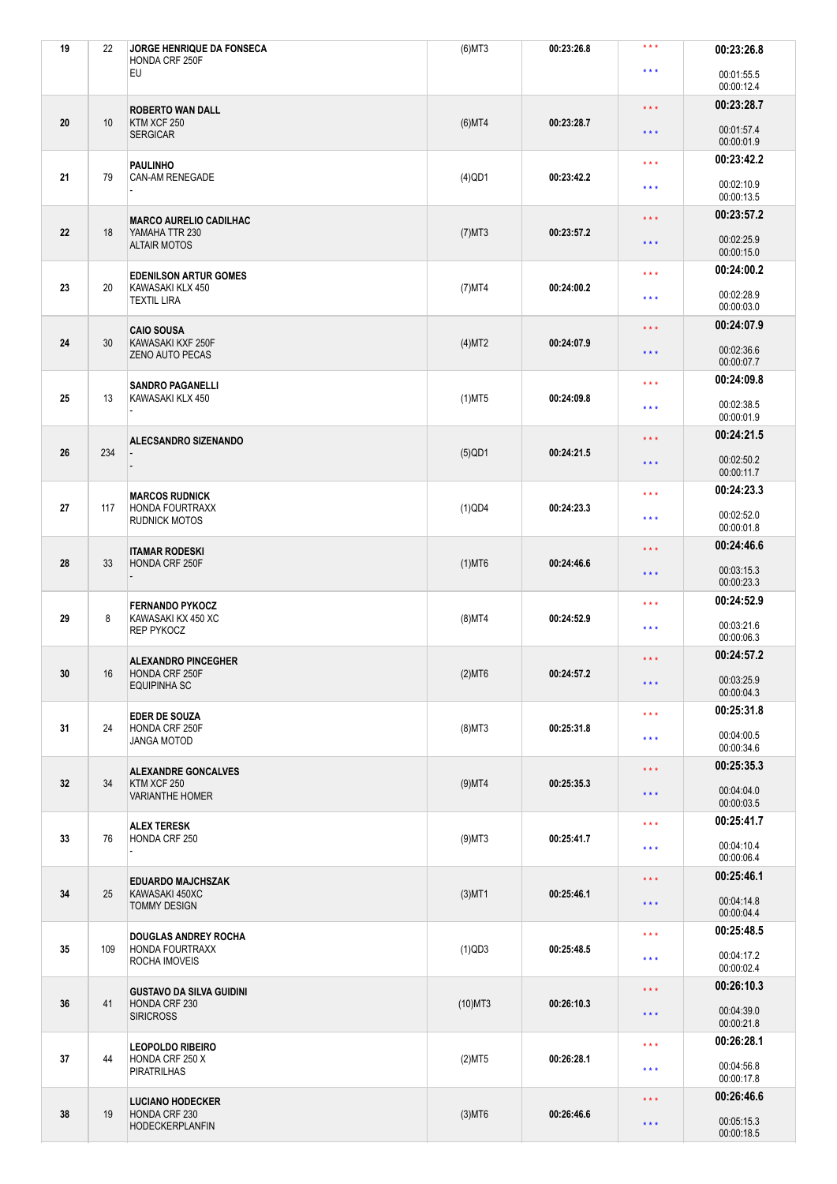| | | | | | | |
|---|---|---|---|---|---|---|
| 19 | 22 | **JORGE HENRIQUE DA FONSECA**<br>HONDA CRF 250F<br>EU | (6)MT3 | 00:23:26.8 | \* \* \*<br>\* \* \* | **00:23:26.8**<br>00:01:55.5<br>00:00:12.4 |
| 20 | 10 | **ROBERTO WAN DALL**<br>KTM XCF 250<br>SERGICAR | (6)MT4 | 00:23:28.7 | \* \* \*<br>\* \* \* | **00:23:28.7**<br>00:01:57.4<br>00:00:01.9 |
| 21 | 79 | **PAULINHO**<br>CAN-AM RENEGADE<br>- | (4)QD1 | 00:23:42.2 | \* \* \*<br>\* \* \* | **00:23:42.2**<br>00:02:10.9<br>00:00:13.5 |
| 22 | 18 | **MARCO AURELIO CADILHAC**<br>YAMAHA TTR 230<br>ALTAIR MOTOS | (7)MT3 | 00:23:57.2 | \* \* \*<br>\* \* \* | **00:23:57.2**<br>00:02:25.9<br>00:00:15.0 |
| 23 | 20 | **EDENILSON ARTUR GOMES**<br>KAWASAKI KLX 450<br>TEXTIL LIRA | (7)MT4 | 00:24:00.2 | \* \* \*<br>\* \* \* | **00:24:00.2**<br>00:02:28.9<br>00:00:03.0 |
| 24 | 30 | **CAIO SOUSA**<br>KAWASAKI KXF 250F<br>ZENO AUTO PECAS | (4)MT2 | 00:24:07.9 | \* \* \*<br>\* \* \* | **00:24:07.9**<br>00:02:36.6<br>00:00:07.7 |
| 25 | 13 | **SANDRO PAGANELLI**<br>KAWASAKI KLX 450<br>- | (1)MT5 | 00:24:09.8 | \* \* \*<br>\* \* \* | **00:24:09.8**<br>00:02:38.5<br>00:00:01.9 |
| 26 | 234 | **ALECSANDRO SIZENANDO**<br>-<br>- | (5)QD1 | 00:24:21.5 | \* \* \*<br>\* \* \* | **00:24:21.5**<br>00:02:50.2<br>00:00:11.7 |
| 27 | 117 | **MARCOS RUDNICK**<br>HONDA FOURTRAXX<br>RUDNICK MOTOS | (1)QD4 | 00:24:23.3 | \* \* \*<br>\* \* \* | **00:24:23.3**<br>00:02:52.0<br>00:00:01.8 |
| 28 | 33 | **ITAMAR RODESKI**<br>HONDA CRF 250F<br>- | (1)MT6 | 00:24:46.6 | \* \* \*<br>\* \* \* | **00:24:46.6**<br>00:03:15.3<br>00:00:23.3 |
| 29 | 8 | **FERNANDO PYKOCZ**<br>KAWASAKI KX 450 XC<br>REP PYKOCZ | (8)MT4 | 00:24:52.9 | \* \* \*<br>\* \* \* | **00:24:52.9**<br>00:03:21.6<br>00:00:06.3 |
| 30 | 16 | **ALEXANDRO PINCEGHER**<br>HONDA CRF 250F<br>EQUIPINHA SC | (2)MT6 | 00:24:57.2 | \* \* \*<br>\* \* \* | **00:24:57.2**<br>00:03:25.9<br>00:00:04.3 |
| 31 | 24 | **EDER DE SOUZA**<br>HONDA CRF 250F<br>JANGA MOTOD | (8)MT3 | 00:25:31.8 | \* \* \*<br>\* \* \* | **00:25:31.8**<br>00:04:00.5<br>00:00:34.6 |
| 32 | 34 | **ALEXANDRE GONCALVES**<br>KTM XCF 250<br>VARIANTHE HOMER | (9)MT4 | 00:25:35.3 | \* \* \*<br>\* \* \* | **00:25:35.3**<br>00:04:04.0<br>00:00:03.5 |
| 33 | 76 | **ALEX TERESK**<br>HONDA CRF 250<br>- | (9)MT3 | 00:25:41.7 | \* \* \*<br>\* \* \* | **00:25:41.7**<br>00:04:10.4<br>00:00:06.4 |
| 34 | 25 | **EDUARDO MAJCHSZAK**<br>KAWASAKI 450XC<br>TOMMY DESIGN | (3)MT1 | 00:25:46.1 | \* \* \*<br>\* \* \* | **00:25:46.1**<br>00:04:14.8<br>00:00:04.4 |
| 35 | 109 | **DOUGLAS ANDREY ROCHA**<br>HONDA FOURTRAXX<br>ROCHA IMOVEIS | (1)QD3 | 00:25:48.5 | \* \* \*<br>\* \* \* | **00:25:48.5**<br>00:04:17.2<br>00:00:02.4 |
| 36 | 41 | **GUSTAVO DA SILVA GUIDINI**<br>HONDA CRF 230<br>SIRICROSS | (10)MT3 | 00:26:10.3 | \* \* \*<br>\* \* \* | **00:26:10.3**<br>00:04:39.0<br>00:00:21.8 |
| 37 | 44 | **LEOPOLDO RIBEIRO**<br>HONDA CRF 250 X<br>PIRATRILHAS | (2)MT5 | 00:26:28.1 | \* \* \*<br>\* \* \* | **00:26:28.1**<br>00:04:56.8<br>00:00:17.8 |
| 38 | 19 | **LUCIANO HODECKER**<br>HONDA CRF 230<br>HODECKERPLANFIN | (3)MT6 | 00:26:46.6 | \* \* \*<br>\* \* \* | **00:26:46.6**<br>00:05:15.3<br>00:00:18.5 |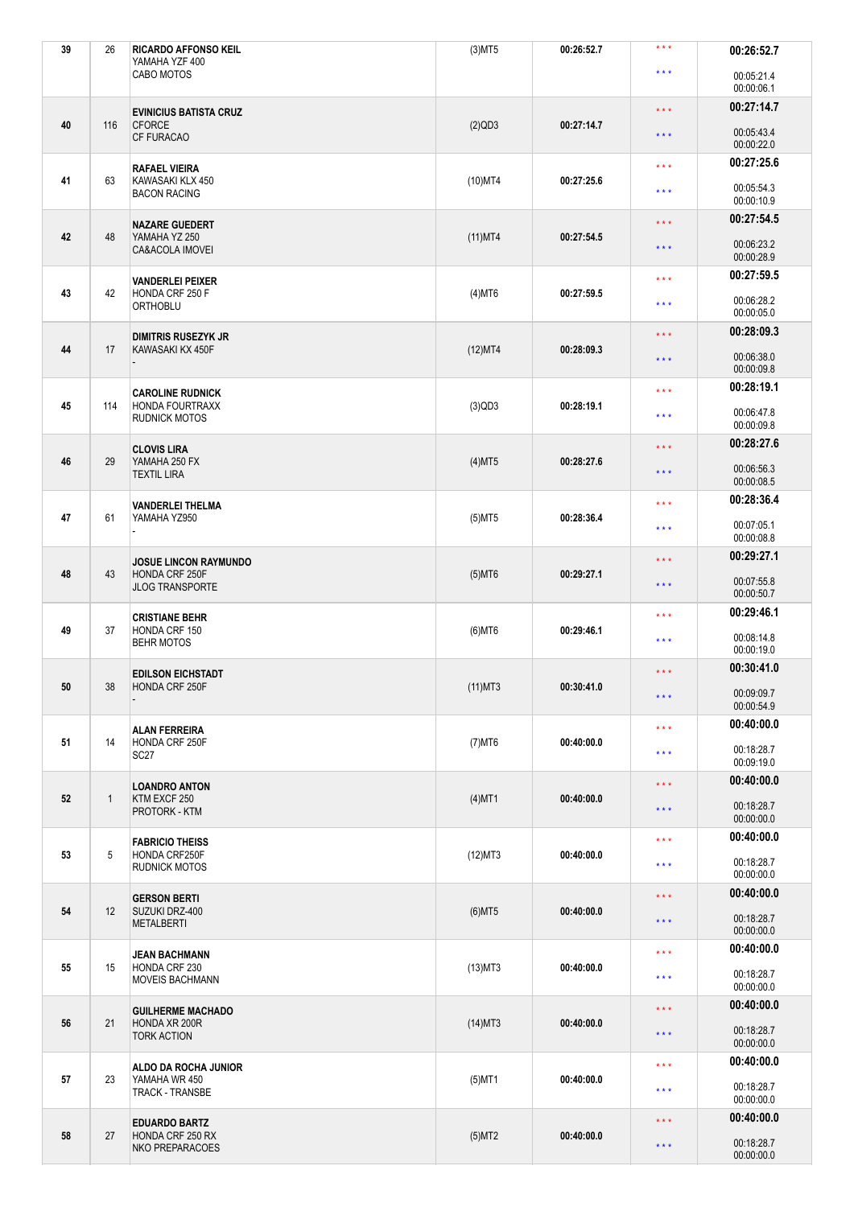| | | | | | | |
|---|---|---|---|---|---|---|
| 39 | 26 | **RICARDO AFFONSO KEIL**<br>YAMAHA YZF 400<br>CABO MOTOS | (3)MT5 | 00:26:52.7 | \* \* \*<br>\* \* \* | **00:26:52.7**<br>00:05:21.4<br>00:00:06.1 |
| 40 | 116 | **EVINICIUS BATISTA CRUZ**<br>CFORCE<br>CF FURACAO | (2)QD3 | 00:27:14.7 | \* \* \*<br>\* \* \* | **00:27:14.7**<br>00:05:43.4<br>00:00:22.0 |
| 41 | 63 | **RAFAEL VIEIRA**<br>KAWASAKI KLX 450<br>BACON RACING | (10)MT4 | 00:27:25.6 | \* \* \*<br>\* \* \* | **00:27:25.6**<br>00:05:54.3<br>00:00:10.9 |
| 42 | 48 | **NAZARE GUEDERT**<br>YAMAHA YZ 250<br>CA&ACOLA IMOVEI | (11)MT4 | 00:27:54.5 | \* \* \*<br>\* \* \* | **00:27:54.5**<br>00:06:23.2<br>00:00:28.9 |
| 43 | 42 | **VANDERLEI PEIXER**<br>HONDA CRF 250 F<br>ORTHOBLU | (4)MT6 | 00:27:59.5 | \* \* \*<br>\* \* \* | **00:27:59.5**<br>00:06:28.2<br>00:00:05.0 |
| 44 | 17 | **DIMITRIS RUSEZYK JR**<br>KAWASAKI KX 450F<br>- | (12)MT4 | 00:28:09.3 | \* \* \*<br>\* \* \* | **00:28:09.3**<br>00:06:38.0<br>00:00:09.8 |
| 45 | 114 | **CAROLINE RUDNICK**<br>HONDA FOURTRAXX<br>RUDNICK MOTOS | (3)QD3 | 00:28:19.1 | \* \* \*<br>\* \* \* | **00:28:19.1**<br>00:06:47.8<br>00:00:09.8 |
| 46 | 29 | **CLOVIS LIRA**<br>YAMAHA 250 FX<br>TEXTIL LIRA | (4)MT5 | 00:28:27.6 | \* \* \*<br>\* \* \* | **00:28:27.6**<br>00:06:56.3<br>00:00:08.5 |
| 47 | 61 | **VANDERLEI THELMA**<br>YAMAHA YZ950<br>- | (5)MT5 | 00:28:36.4 | \* \* \*<br>\* \* \* | **00:28:36.4**<br>00:07:05.1<br>00:00:08.8 |
| 48 | 43 | **JOSUE LINCON RAYMUNDO**<br>HONDA CRF 250F<br>JLOG TRANSPORTE | (5)MT6 | 00:29:27.1 | \* \* \*<br>\* \* \* | **00:29:27.1**<br>00:07:55.8<br>00:00:50.7 |
| 49 | 37 | **CRISTIANE BEHR**<br>HONDA CRF 150<br>BEHR MOTOS | (6)MT6 | 00:29:46.1 | \* \* \*<br>\* \* \* | **00:29:46.1**<br>00:08:14.8<br>00:00:19.0 |
| 50 | 38 | **EDILSON EICHSTADT**<br>HONDA CRF 250F<br>- | (11)MT3 | 00:30:41.0 | \* \* \*<br>\* \* \* | **00:30:41.0**<br>00:09:09.7<br>00:00:54.9 |
| 51 | 14 | **ALAN FERREIRA**<br>HONDA CRF 250F<br>SC27 | (7)MT6 | 00:40:00.0 | \* \* \*<br>\* \* \* | **00:40:00.0**<br>00:18:28.7<br>00:09:19.0 |
| 52 | 1 | **LOANDRO ANTON**<br>KTM EXCF 250<br>PROTORK - KTM | (4)MT1 | 00:40:00.0 | \* \* \*<br>\* \* \* | **00:40:00.0**<br>00:18:28.7<br>00:00:00.0 |
| 53 | 5 | **FABRICIO THEISS**<br>HONDA CRF250F<br>RUDNICK MOTOS | (12)MT3 | 00:40:00.0 | \* \* \*<br>\* \* \* | **00:40:00.0**<br>00:18:28.7<br>00:00:00.0 |
| 54 | 12 | **GERSON BERTI**<br>SUZUKI DRZ-400<br>METALBERTI | (6)MT5 | 00:40:00.0 | \* \* \*<br>\* \* \* | **00:40:00.0**<br>00:18:28.7<br>00:00:00.0 |
| 55 | 15 | **JEAN BACHMANN**<br>HONDA CRF 230<br>MOVEIS BACHMANN | (13)MT3 | 00:40:00.0 | \* \* \*<br>\* \* \* | **00:40:00.0**<br>00:18:28.7<br>00:00:00.0 |
| 56 | 21 | **GUILHERME MACHADO**<br>HONDA XR 200R<br>TORK ACTION | (14)MT3 | 00:40:00.0 | \* \* \*<br>\* \* \* | **00:40:00.0**<br>00:18:28.7<br>00:00:00.0 |
| 57 | 23 | **ALDO DA ROCHA JUNIOR**<br>YAMAHA WR 450<br>TRACK - TRANSBE | (5)MT1 | 00:40:00.0 | \* \* \*<br>\* \* \* | **00:40:00.0**<br>00:18:28.7<br>00:00:00.0 |
| 58 | 27 | **EDUARDO BARTZ**<br>HONDA CRF 250 RX<br>NKO PREPARACOES | (5)MT2 | 00:40:00.0 | \* \* \*<br>\* \* \* | **00:40:00.0**<br>00:18:28.7<br>00:00:00.0 |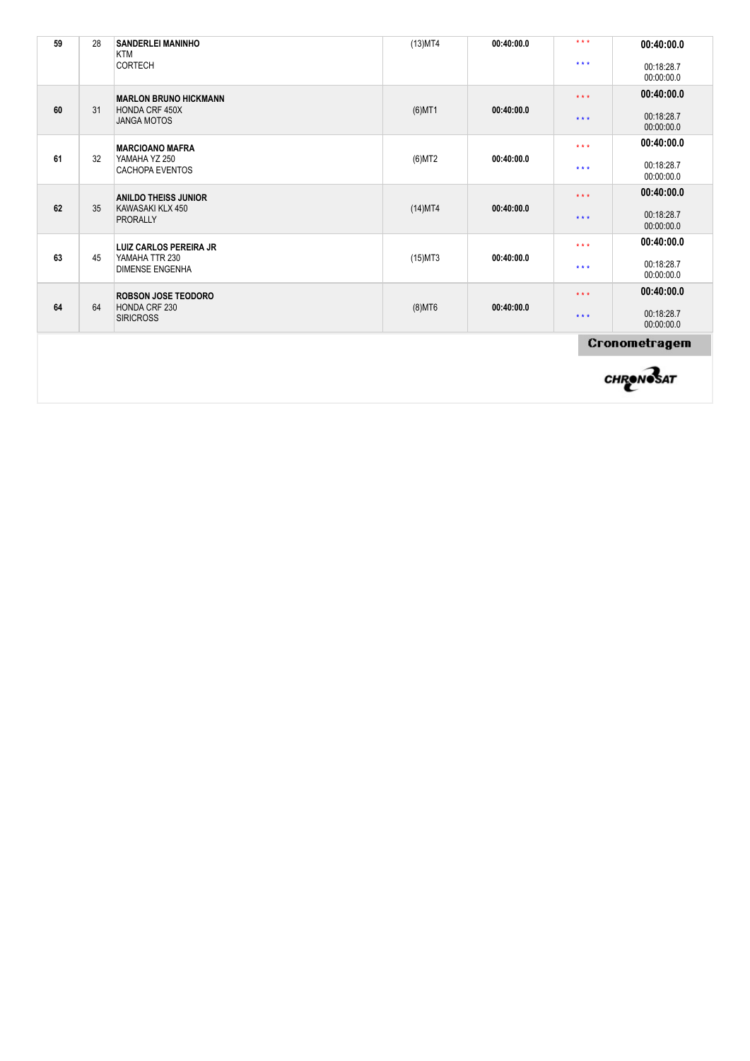| | | | | | | |
|---|---|---|---|---|---|---|
| 59 | 28 | **SANDERLEI MANINHO**<br>KTM<br>CORTECH | (13)MT4 | **00:40:00.0** | * * *<br>* * * | **00:40:00.0**<br>00:18:28.7<br>00:00:00.0 |
| 60 | 31 | **MARLON BRUNO HICKMANN**<br>HONDA CRF 450X<br>JANGA MOTOS | (6)MT1 | **00:40:00.0** | * * *<br>* * * | **00:40:00.0**<br>00:18:28.7<br>00:00:00.0 |
| 61 | 32 | **MARCIOANO MAFRA**<br>YAMAHA YZ 250<br>CACHOPA EVENTOS | (6)MT2 | **00:40:00.0** | * * *<br>* * * | **00:40:00.0**<br>00:18:28.7<br>00:00:00.0 |
| 62 | 35 | **ANILDO THEISS JUNIOR**<br>KAWASAKI KLX 450<br>PRORALLY | (14)MT4 | **00:40:00.0** | * * *<br>* * * | **00:40:00.0**<br>00:18:28.7<br>00:00:00.0 |
| 63 | 45 | **LUIZ CARLOS PEREIRA JR**<br>YAMAHA TTR 230<br>DIMENSE ENGENHA | (15)MT3 | **00:40:00.0** | * * *<br>* * * | **00:40:00.0**<br>00:18:28.7<br>00:00:00.0 |
| 64 | 64 | **ROBSON JOSE TEODORO**<br>HONDA CRF 230<br>SIRICROSS | (8)MT6 | **00:40:00.0** | * * *<br>* * * | **00:40:00.0**<br>00:18:28.7<br>00:00:00.0 |

**Cronometragem**

CHRONOSAT